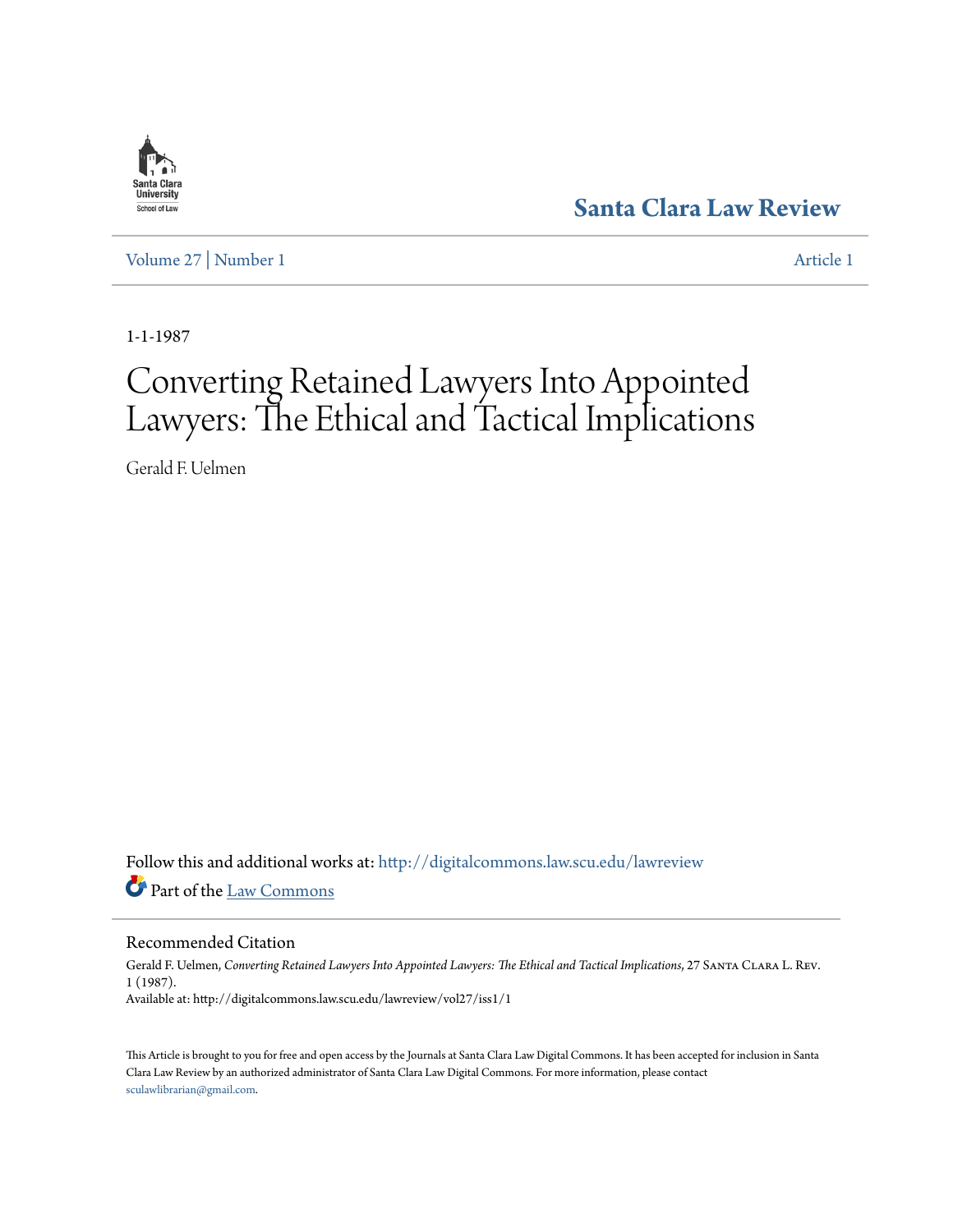Santa Clara Law Review

Volume 27 | Number 1 Article 1

1-1-1987

# Converting Retained Lawyers Into Appointed Lawyers: The Ethical and Tactical Implications

Gerald F. Uelmen

Follow this and additional works at: http://digitalcommons.law.scu.edu/lawreview

Part of the Law Commons

## Recommended Citation

Gerald F. Uelmen, *Converting Retained Lawyers Into Appointed Lawyers: The Ethical and Tactical Implications*, 27 Santa Clara L. Rev. 1 (1987).
Available at: http://digitalcommons.law.scu.edu/lawreview/vol27/iss1/1

This Article is brought to you for free and open access by the Journals at Santa Clara Law Digital Commons. It has been accepted for inclusion in Santa Clara Law Review by an authorized administrator of Santa Clara Law Digital Commons. For more information, please contact sculawlibrarian@gmail.com.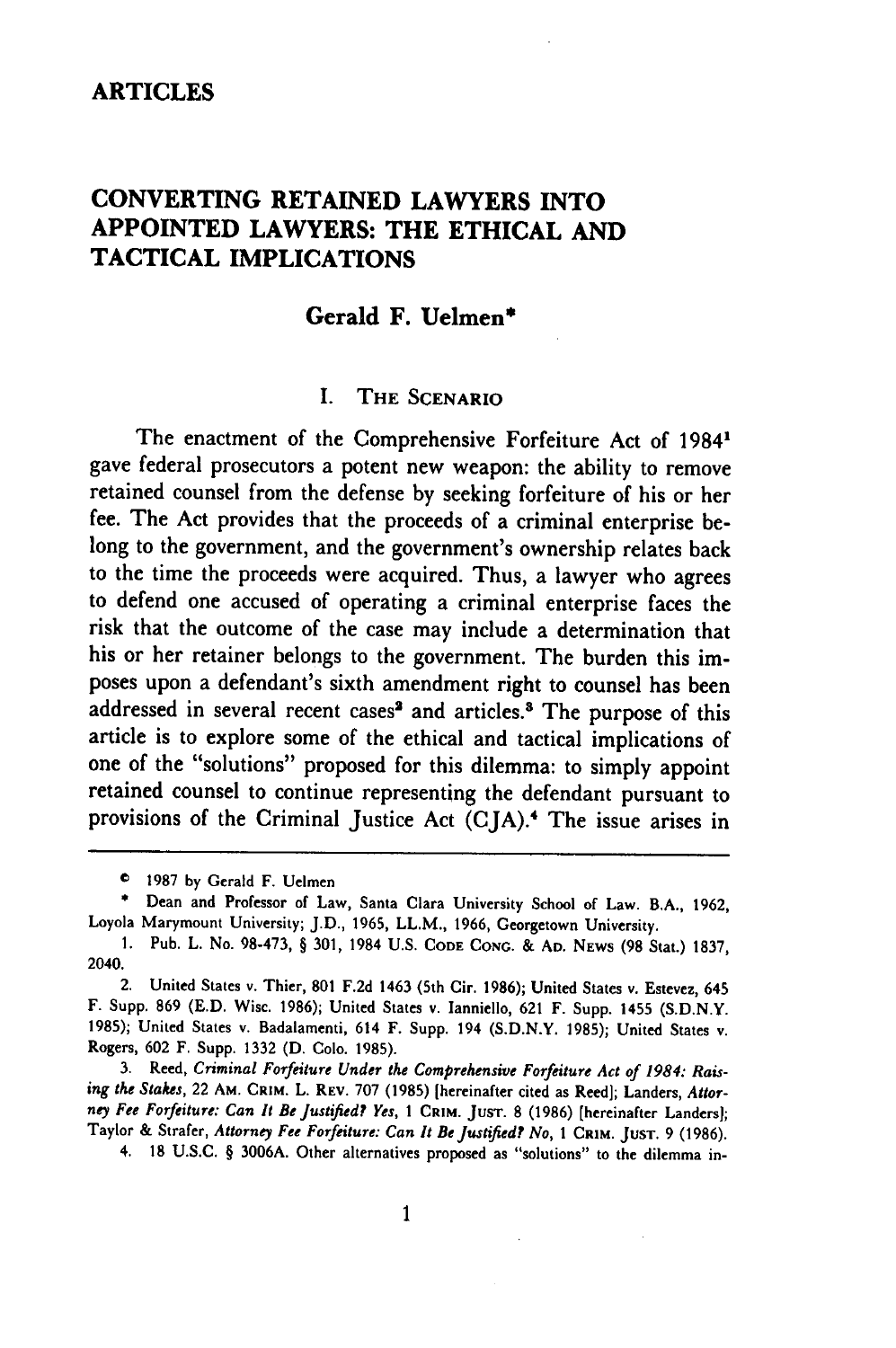## ARTICLES

# CONVERTING RETAINED LAWYERS INTO APPOINTED LAWYERS: THE ETHICAL AND TACTICAL IMPLICATIONS

### Gerald F. Uelmen*

## I. THE SCENARIO

The enactment of the Comprehensive Forfeiture Act of 1984[1] gave federal prosecutors a potent new weapon: the ability to remove retained counsel from the defense by seeking forfeiture of his or her fee. The Act provides that the proceeds of a criminal enterprise belong to the government, and the government's ownership relates back to the time the proceeds were acquired. Thus, a lawyer who agrees to defend one accused of operating a criminal enterprise faces the risk that the outcome of the case may include a determination that his or her retainer belongs to the government. The burden this imposes upon a defendant's sixth amendment right to counsel has been addressed in several recent cases[2] and articles.[3] The purpose of this article is to explore some of the ethical and tactical implications of one of the "solutions" proposed for this dilemma: to simply appoint retained counsel to continue representing the defendant pursuant to provisions of the Criminal Justice Act (CJA).[4] The issue arises in

---

© 1987 by Gerald F. Uelmen

\* Dean and Professor of Law, Santa Clara University School of Law. B.A., 1962, Loyola Marymount University; J.D., 1965, LL.M., 1966, Georgetown University.

1. Pub. L. No. 98-473, § 301, 1984 U.S. CODE CONG. & AD. NEWS (98 Stat.) 1837, 2040.

2. United States v. Thier, 801 F.2d 1463 (5th Cir. 1986); United States v. Estevez, 645 F. Supp. 869 (E.D. Wisc. 1986); United States v. Ianniello, 621 F. Supp. 1455 (S.D.N.Y. 1985); United States v. Badalamenti, 614 F. Supp. 194 (S.D.N.Y. 1985); United States v. Rogers, 602 F. Supp. 1332 (D. Colo. 1985).

3. Reed, *Criminal Forfeiture Under the Comprehensive Forfeiture Act of 1984: Raising the Stakes*, 22 AM. CRIM. L. REV. 707 (1985) [hereinafter cited as Reed]; Landers, *Attorney Fee Forfeiture: Can It Be Justified? Yes*, 1 CRIM. JUST. 8 (1986) [hereinafter Landers]; Taylor & Strafer, *Attorney Fee Forfeiture: Can It Be Justified? No*, 1 CRIM. JUST. 9 (1986).

4. 18 U.S.C. § 3006A. Other alternatives proposed as "solutions" to the dilemma in-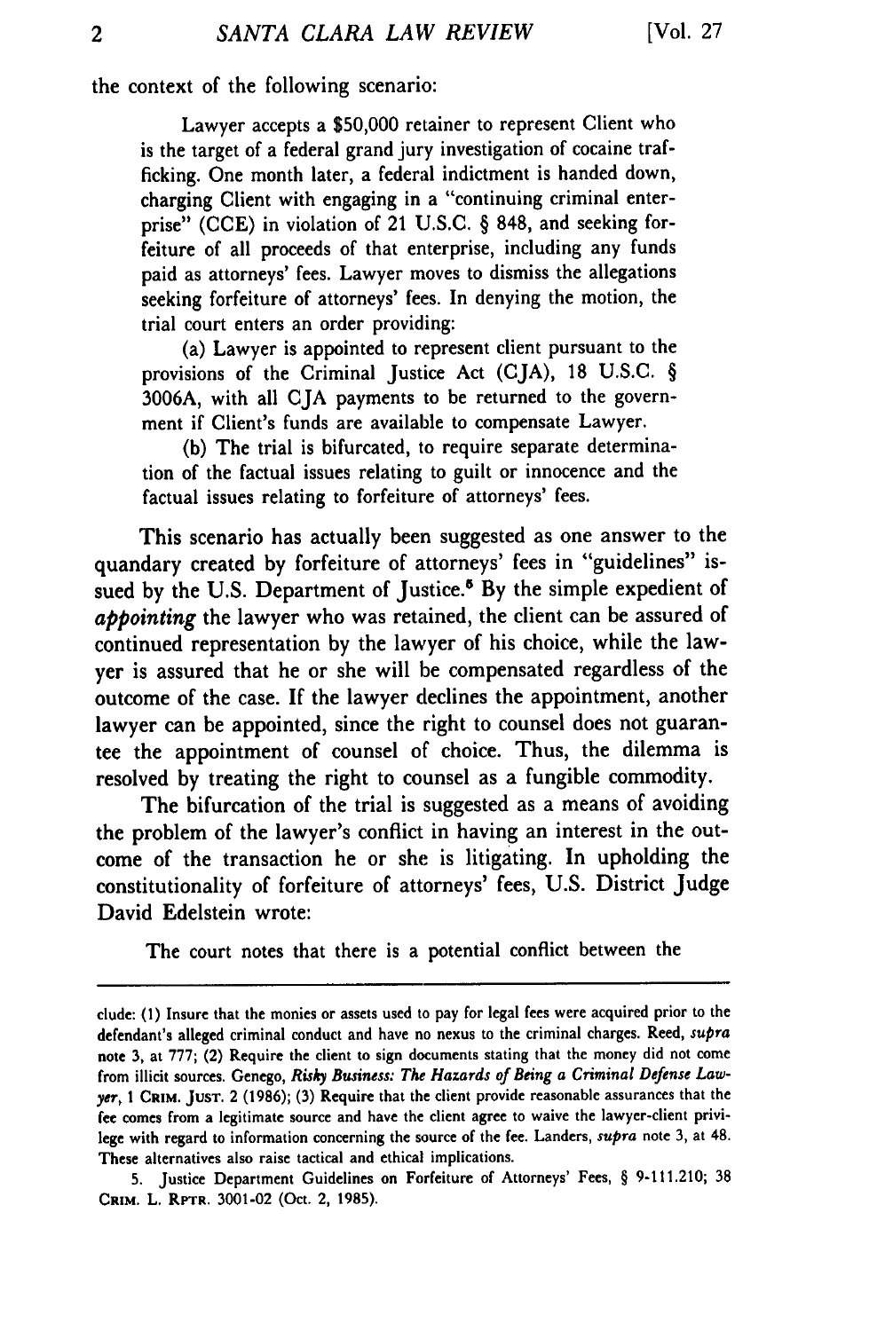the context of the following scenario:

> Lawyer accepts a $50,000 retainer to represent Client who is the target of a federal grand jury investigation of cocaine trafficking. One month later, a federal indictment is handed down, charging Client with engaging in a "continuing criminal enterprise" (CCE) in violation of 21 U.S.C. § 848, and seeking forfeiture of all proceeds of that enterprise, including any funds paid as attorneys' fees. Lawyer moves to dismiss the allegations seeking forfeiture of attorneys' fees. In denying the motion, the trial court enters an order providing:
>
> (a) Lawyer is appointed to represent client pursuant to the provisions of the Criminal Justice Act (CJA), 18 U.S.C. § 3006A, with all CJA payments to be returned to the government if Client's funds are available to compensate Lawyer.
>
> (b) The trial is bifurcated, to require separate determination of the factual issues relating to guilt or innocence and the factual issues relating to forfeiture of attorneys' fees.

This scenario has actually been suggested as one answer to the quandary created by forfeiture of attorneys' fees in "guidelines" issued by the U.S. Department of Justice.[5] By the simple expedient of *appointing* the lawyer who was retained, the client can be assured of continued representation by the lawyer of his choice, while the lawyer is assured that he or she will be compensated regardless of the outcome of the case. If the lawyer declines the appointment, another lawyer can be appointed, since the right to counsel does not guarantee the appointment of counsel of choice. Thus, the dilemma is resolved by treating the right to counsel as a fungible commodity.

The bifurcation of the trial is suggested as a means of avoiding the problem of the lawyer's conflict in having an interest in the outcome of the transaction he or she is litigating. In upholding the constitutionality of forfeiture of attorneys' fees, U.S. District Judge David Edelstein wrote:

> The court notes that there is a potential conflict between the

---

clude: (1) Insure that the monies or assets used to pay for legal fees were acquired prior to the defendant's alleged criminal conduct and have no nexus to the criminal charges. Reed, *supra* note 3, at 777; (2) Require the client to sign documents stating that the money did not come from illicit sources. Genego, *Risky Business: The Hazards of Being a Criminal Defense Lawyer*, 1 CRIM. JUST. 2 (1986); (3) Require that the client provide reasonable assurances that the fee comes from a legitimate source and have the client agree to waive the lawyer-client privilege with regard to information concerning the source of the fee. Landers, *supra* note 3, at 48. These alternatives also raise tactical and ethical implications.

5. Justice Department Guidelines on Forfeiture of Attorneys' Fees, § 9-111.210; 38 CRIM. L. RPTR. 3001-02 (Oct. 2, 1985).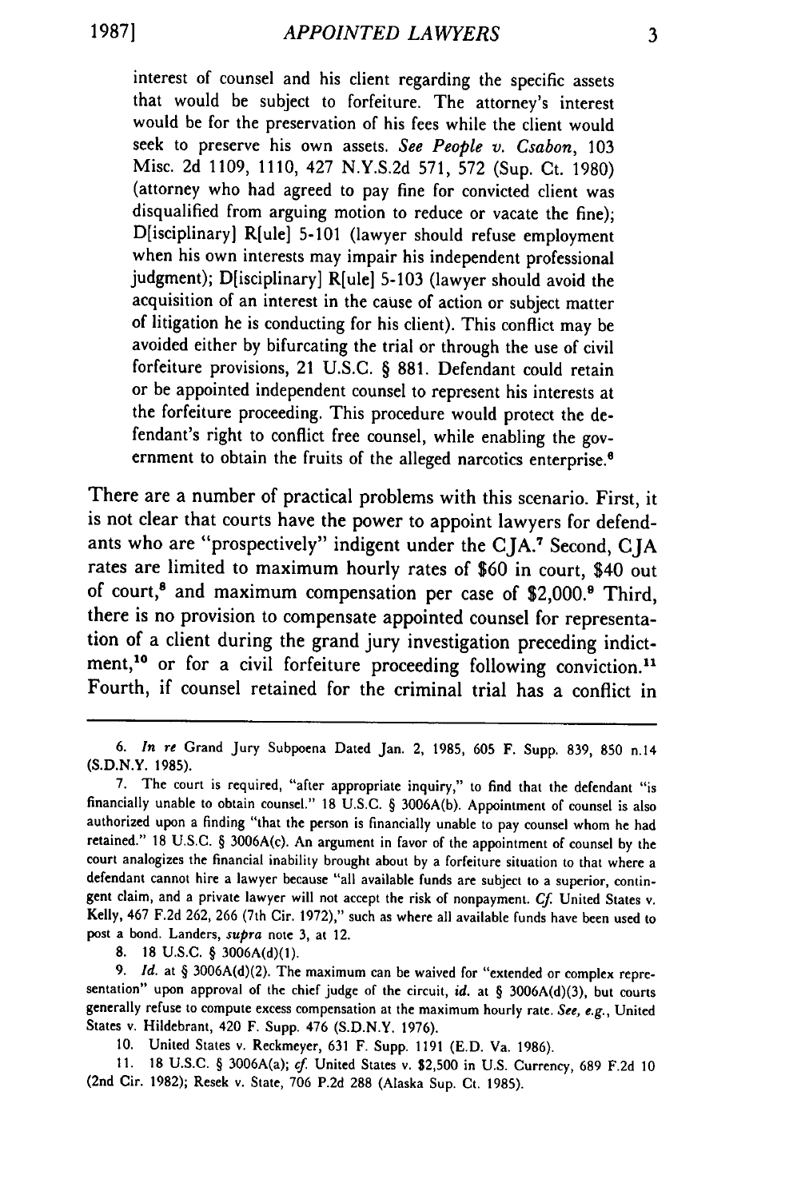> interest of counsel and his client regarding the specific assets that would be subject to forfeiture. The attorney's interest would be for the preservation of his fees while the client would seek to preserve his own assets. *See People v. Csabon*, 103 Misc. 2d 1109, 1110, 427 N.Y.S.2d 571, 572 (Sup. Ct. 1980) (attorney who had agreed to pay fine for convicted client was disqualified from arguing motion to reduce or vacate the fine); D[isciplinary] R[ule] 5-101 (lawyer should refuse employment when his own interests may impair his independent professional judgment); D[isciplinary] R[ule] 5-103 (lawyer should avoid the acquisition of an interest in the cause of action or subject matter of litigation he is conducting for his client). This conflict may be avoided either by bifurcating the trial or through the use of civil forfeiture provisions, 21 U.S.C. § 881. Defendant could retain or be appointed independent counsel to represent his interests at the forfeiture proceeding. This procedure would protect the defendant's right to conflict free counsel, while enabling the government to obtain the fruits of the alleged narcotics enterprise.[6]

There are a number of practical problems with this scenario. First, it is not clear that courts have the power to appoint lawyers for defendants who are "prospectively" indigent under the CJA.[7] Second, CJA rates are limited to maximum hourly rates of $60 in court, $40 out of court,[8] and maximum compensation per case of $2,000.[9] Third, there is no provision to compensate appointed counsel for representation of a client during the grand jury investigation preceding indictment,[10] or for a civil forfeiture proceeding following conviction.[11] Fourth, if counsel retained for the criminal trial has a conflict in

---

6. *In re* Grand Jury Subpoena Dated Jan. 2, 1985, 605 F. Supp. 839, 850 n.14 (S.D.N.Y. 1985).

7. The court is required, "after appropriate inquiry," to find that the defendant "is financially unable to obtain counsel." 18 U.S.C. § 3006A(b). Appointment of counsel is also authorized upon a finding "that the person is financially unable to pay counsel whom he had retained." 18 U.S.C. § 3006A(c). An argument in favor of the appointment of counsel by the court analogizes the financial inability brought about by a forfeiture situation to that where a defendant cannot hire a lawyer because "all available funds are subject to a superior, contingent claim, and a private lawyer will not accept the risk of nonpayment. *Cf.* United States v. Kelly, 467 F.2d 262, 266 (7th Cir. 1972)," such as where all available funds have been used to post a bond. Landers, *supra* note 3, at 12.

8. 18 U.S.C. § 3006A(d)(1).

9. *Id.* at § 3006A(d)(2). The maximum can be waived for "extended or complex representation" upon approval of the chief judge of the circuit, *id.* at § 3006A(d)(3), but courts generally refuse to compute excess compensation at the maximum hourly rate. *See, e.g.*, United States v. Hildebrant, 420 F. Supp. 476 (S.D.N.Y. 1976).

10. United States v. Reckmeyer, 631 F. Supp. 1191 (E.D. Va. 1986).

11. 18 U.S.C. § 3006A(a); *cf.* United States v. $2,500 in U.S. Currency, 689 F.2d 10 (2nd Cir. 1982); Resek v. State, 706 P.2d 288 (Alaska Sup. Ct. 1985).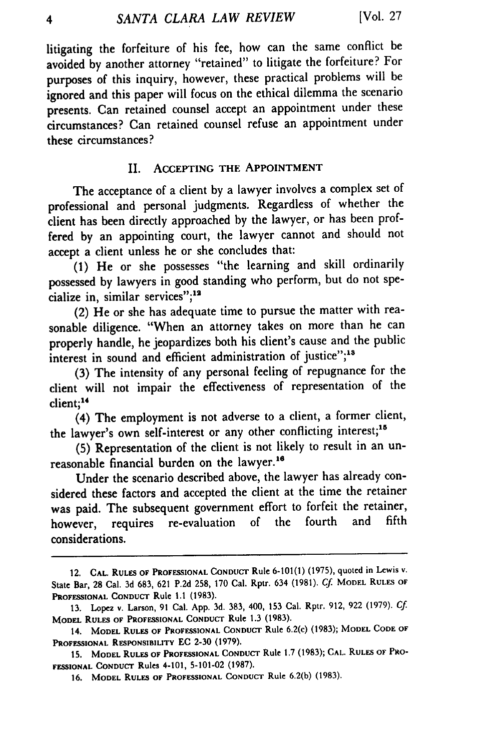litigating the forfeiture of his fee, how can the same conflict be avoided by another attorney "retained" to litigate the forfeiture? For purposes of this inquiry, however, these practical problems will be ignored and this paper will focus on the ethical dilemma the scenario presents. Can retained counsel accept an appointment under these circumstances? Can retained counsel refuse an appointment under these circumstances?

## II. Accepting the Appointment

The acceptance of a client by a lawyer involves a complex set of professional and personal judgments. Regardless of whether the client has been directly approached by the lawyer, or has been proffered by an appointing court, the lawyer cannot and should not accept a client unless he or she concludes that:

(1) He or she possesses "the learning and skill ordinarily possessed by lawyers in good standing who perform, but do not specialize in, similar services";[12]

(2) He or she has adequate time to pursue the matter with reasonable diligence. "When an attorney takes on more than he can properly handle, he jeopardizes both his client's cause and the public interest in sound and efficient administration of justice";[13]

(3) The intensity of any personal feeling of repugnance for the client will not impair the effectiveness of representation of the client;[14]

(4) The employment is not adverse to a client, a former client, the lawyer's own self-interest or any other conflicting interest;[15]

(5) Representation of the client is not likely to result in an unreasonable financial burden on the lawyer.[16]

Under the scenario described above, the lawyer has already considered these factors and accepted the client at the time the retainer was paid. The subsequent government effort to forfeit the retainer, however, requires re-evaluation of the fourth and fifth considerations.

---

12. Cal. Rules of Professional Conduct Rule 6-101(1) (1975), quoted in Lewis v. State Bar, 28 Cal. 3d 683, 621 P.2d 258, 170 Cal. Rptr. 634 (1981). *Cf.* Model Rules of Professional Conduct Rule 1.1 (1983).

13. Lopez v. Larson, 91 Cal. App. 3d. 383, 400, 153 Cal. Rptr. 912, 922 (1979). *Cf.* Model Rules of Professional Conduct Rule 1.3 (1983).

14. Model Rules of Professional Conduct Rule 6.2(c) (1983); Model Code of Professional Responsibility EC 2-30 (1979).

15. Model Rules of Professional Conduct Rule 1.7 (1983); Cal. Rules of Professional Conduct Rules 4-101, 5-101-02 (1987).

16. Model Rules of Professional Conduct Rule 6.2(b) (1983).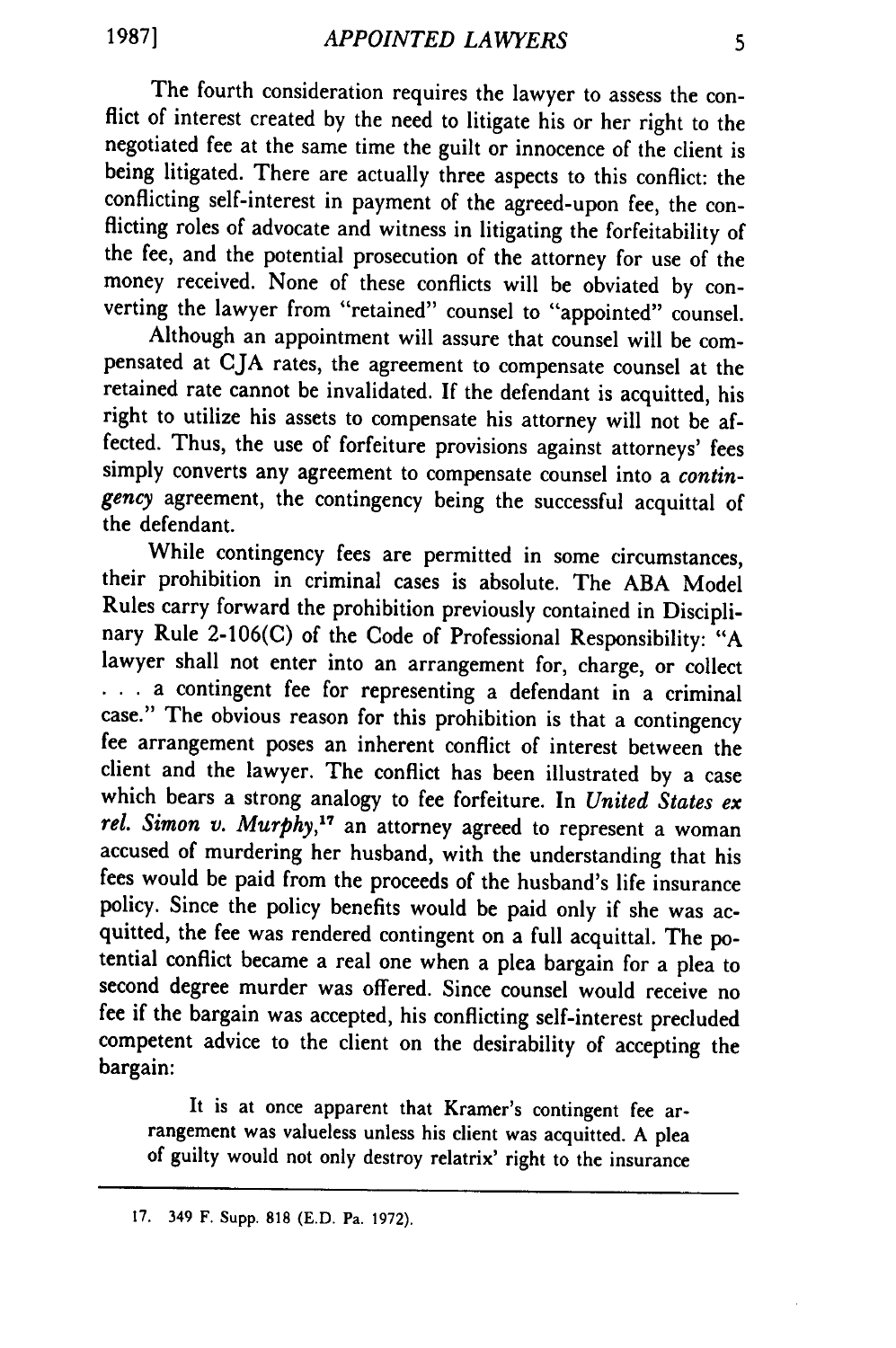The fourth consideration requires the lawyer to assess the conflict of interest created by the need to litigate his or her right to the negotiated fee at the same time the guilt or innocence of the client is being litigated. There are actually three aspects to this conflict: the conflicting self-interest in payment of the agreed-upon fee, the conflicting roles of advocate and witness in litigating the forfeitability of the fee, and the potential prosecution of the attorney for use of the money received. None of these conflicts will be obviated by converting the lawyer from "retained" counsel to "appointed" counsel.

Although an appointment will assure that counsel will be compensated at CJA rates, the agreement to compensate counsel at the retained rate cannot be invalidated. If the defendant is acquitted, his right to utilize his assets to compensate his attorney will not be affected. Thus, the use of forfeiture provisions against attorneys' fees simply converts any agreement to compensate counsel into a *contingency* agreement, the contingency being the successful acquittal of the defendant.

While contingency fees are permitted in some circumstances, their prohibition in criminal cases is absolute. The ABA Model Rules carry forward the prohibition previously contained in Disciplinary Rule 2-106(C) of the Code of Professional Responsibility: "A lawyer shall not enter into an arrangement for, charge, or collect . . . a contingent fee for representing a defendant in a criminal case." The obvious reason for this prohibition is that a contingency fee arrangement poses an inherent conflict of interest between the client and the lawyer. The conflict has been illustrated by a case which bears a strong analogy to fee forfeiture. In *United States ex rel. Simon v. Murphy*,[17] an attorney agreed to represent a woman accused of murdering her husband, with the understanding that his fees would be paid from the proceeds of the husband's life insurance policy. Since the policy benefits would be paid only if she was acquitted, the fee was rendered contingent on a full acquittal. The potential conflict became a real one when a plea bargain for a plea to second degree murder was offered. Since counsel would receive no fee if the bargain was accepted, his conflicting self-interest precluded competent advice to the client on the desirability of accepting the bargain:

> It is at once apparent that Kramer's contingent fee arrangement was valueless unless his client was acquitted. A plea of guilty would not only destroy relatrix' right to the insurance

---

17. 349 F. Supp. 818 (E.D. Pa. 1972).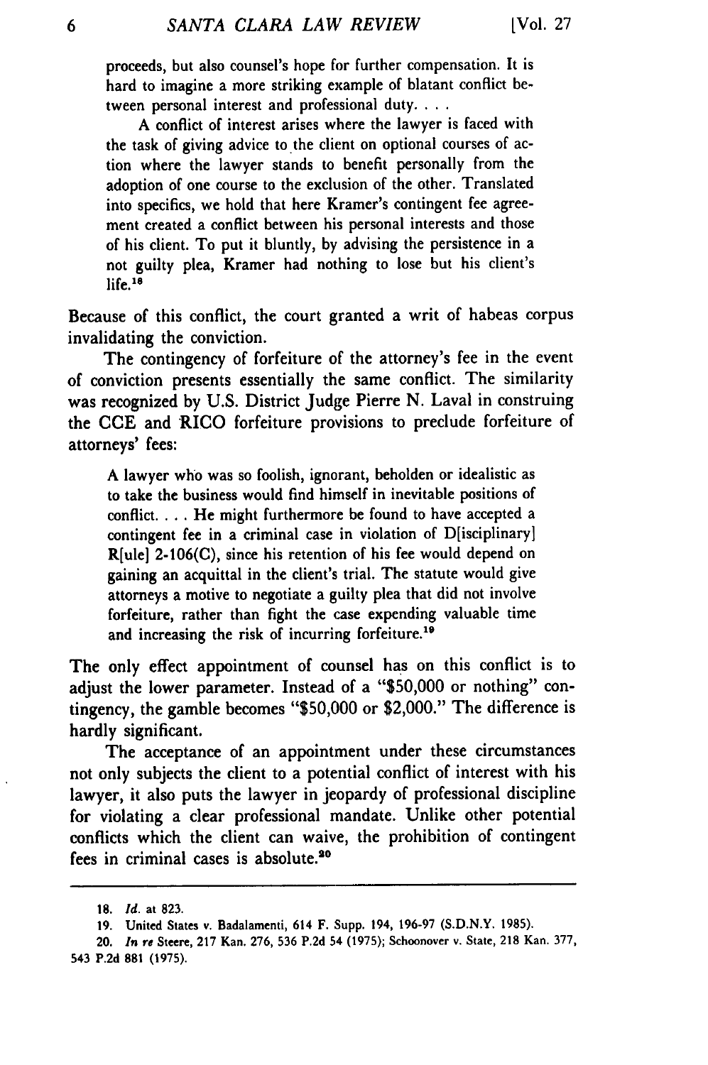> proceeds, but also counsel's hope for further compensation. It is hard to imagine a more striking example of blatant conflict between personal interest and professional duty. . . .
>
> A conflict of interest arises where the lawyer is faced with the task of giving advice to the client on optional courses of action where the lawyer stands to benefit personally from the adoption of one course to the exclusion of the other. Translated into specifics, we hold that here Kramer's contingent fee agreement created a conflict between his personal interests and those of his client. To put it bluntly, by advising the persistence in a not guilty plea, Kramer had nothing to lose but his client's life.[18]

Because of this conflict, the court granted a writ of habeas corpus invalidating the conviction.

The contingency of forfeiture of the attorney's fee in the event of conviction presents essentially the same conflict. The similarity was recognized by U.S. District Judge Pierre N. Laval in construing the CCE and RICO forfeiture provisions to preclude forfeiture of attorneys' fees:

> A lawyer who was so foolish, ignorant, beholden or idealistic as to take the business would find himself in inevitable positions of conflict. . . . He might furthermore be found to have accepted a contingent fee in a criminal case in violation of D[isciplinary] R[ule] 2-106(C), since his retention of his fee would depend on gaining an acquittal in the client's trial. The statute would give attorneys a motive to negotiate a guilty plea that did not involve forfeiture, rather than fight the case expending valuable time and increasing the risk of incurring forfeiture.[19]

The only effect appointment of counsel has on this conflict is to adjust the lower parameter. Instead of a "$50,000 or nothing" contingency, the gamble becomes "$50,000 or $2,000." The difference is hardly significant.

The acceptance of an appointment under these circumstances not only subjects the client to a potential conflict of interest with his lawyer, it also puts the lawyer in jeopardy of professional discipline for violating a clear professional mandate. Unlike other potential conflicts which the client can waive, the prohibition of contingent fees in criminal cases is absolute.[20]

---

18. *Id.* at 823.

19. United States v. Badalamenti, 614 F. Supp. 194, 196-97 (S.D.N.Y. 1985).

20. *In re* Steere, 217 Kan. 276, 536 P.2d 54 (1975); Schoonover v. State, 218 Kan. 377, 543 P.2d 881 (1975).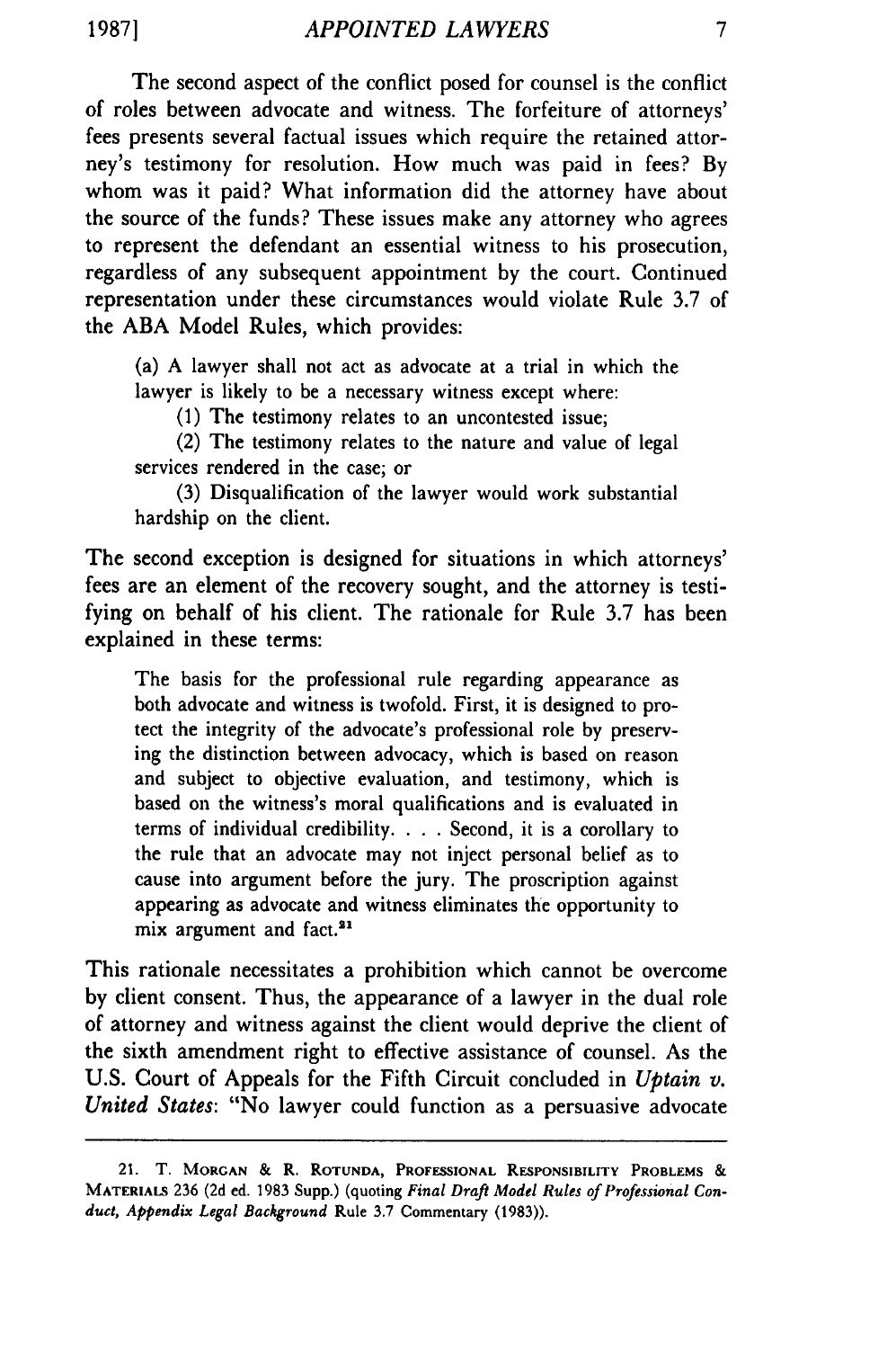The second aspect of the conflict posed for counsel is the conflict of roles between advocate and witness. The forfeiture of attorneys' fees presents several factual issues which require the retained attorney's testimony for resolution. How much was paid in fees? By whom was it paid? What information did the attorney have about the source of the funds? These issues make any attorney who agrees to represent the defendant an essential witness to his prosecution, regardless of any subsequent appointment by the court. Continued representation under these circumstances would violate Rule 3.7 of the ABA Model Rules, which provides:

> (a) A lawyer shall not act as advocate at a trial in which the lawyer is likely to be a necessary witness except where:
>
> (1) The testimony relates to an uncontested issue;
>
> (2) The testimony relates to the nature and value of legal services rendered in the case; or
>
> (3) Disqualification of the lawyer would work substantial hardship on the client.

The second exception is designed for situations in which attorneys' fees are an element of the recovery sought, and the attorney is testifying on behalf of his client. The rationale for Rule 3.7 has been explained in these terms:

> The basis for the professional rule regarding appearance as both advocate and witness is twofold. First, it is designed to protect the integrity of the advocate's professional role by preserving the distinction between advocacy, which is based on reason and subject to objective evaluation, and testimony, which is based on the witness's moral qualifications and is evaluated in terms of individual credibility. . . . Second, it is a corollary to the rule that an advocate may not inject personal belief as to cause into argument before the jury. The proscription against appearing as advocate and witness eliminates the opportunity to mix argument and fact.[21]

This rationale necessitates a prohibition which cannot be overcome by client consent. Thus, the appearance of a lawyer in the dual role of attorney and witness against the client would deprive the client of the sixth amendment right to effective assistance of counsel. As the U.S. Court of Appeals for the Fifth Circuit concluded in *Uptain v. United States*: "No lawyer could function as a persuasive advocate

---

21. T. Morgan & R. Rotunda, Professional Responsibility Problems & Materials 236 (2d ed. 1983 Supp.) (quoting *Final Draft Model Rules of Professional Conduct, Appendix Legal Background* Rule 3.7 Commentary (1983)).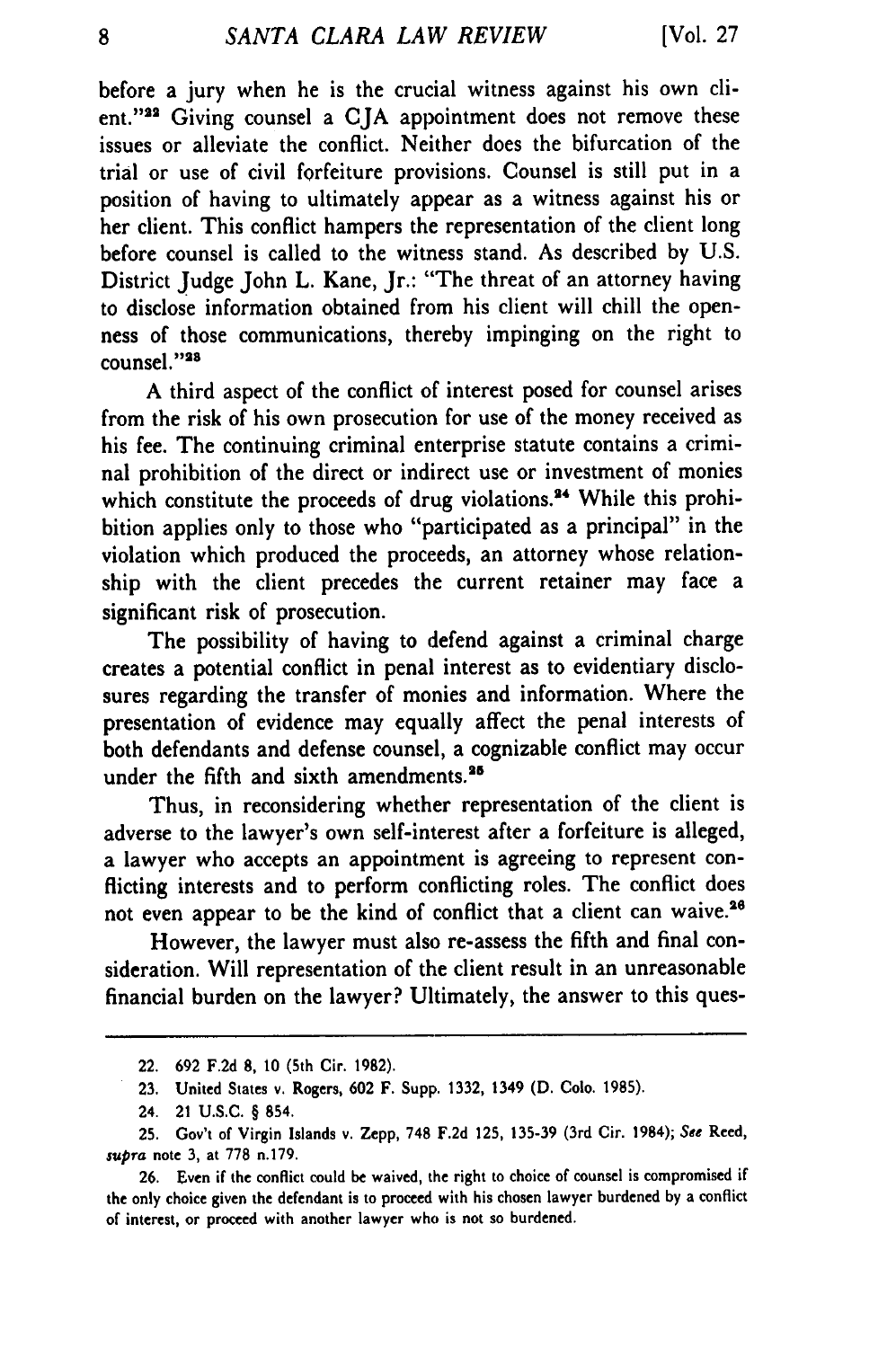before a jury when he is the crucial witness against his own client."[22] Giving counsel a CJA appointment does not remove these issues or alleviate the conflict. Neither does the bifurcation of the trial or use of civil forfeiture provisions. Counsel is still put in a position of having to ultimately appear as a witness against his or her client. This conflict hampers the representation of the client long before counsel is called to the witness stand. As described by U.S. District Judge John L. Kane, Jr.: "The threat of an attorney having to disclose information obtained from his client will chill the openness of those communications, thereby impinging on the right to counsel."[23]

A third aspect of the conflict of interest posed for counsel arises from the risk of his own prosecution for use of the money received as his fee. The continuing criminal enterprise statute contains a criminal prohibition of the direct or indirect use or investment of monies which constitute the proceeds of drug violations.[24] While this prohibition applies only to those who "participated as a principal" in the violation which produced the proceeds, an attorney whose relationship with the client precedes the current retainer may face a significant risk of prosecution.

The possibility of having to defend against a criminal charge creates a potential conflict in penal interest as to evidentiary disclosures regarding the transfer of monies and information. Where the presentation of evidence may equally affect the penal interests of both defendants and defense counsel, a cognizable conflict may occur under the fifth and sixth amendments.[25]

Thus, in reconsidering whether representation of the client is adverse to the lawyer's own self-interest after a forfeiture is alleged, a lawyer who accepts an appointment is agreeing to represent conflicting interests and to perform conflicting roles. The conflict does not even appear to be the kind of conflict that a client can waive.[26]

However, the lawyer must also re-assess the fifth and final consideration. Will representation of the client result in an unreasonable financial burden on the lawyer? Ultimately, the answer to this ques-

---

22. 692 F.2d 8, 10 (5th Cir. 1982).

23. United States v. Rogers, 602 F. Supp. 1332, 1349 (D. Colo. 1985).

24. 21 U.S.C. § 854.

25. Gov't of Virgin Islands v. Zepp, 748 F.2d 125, 135-39 (3rd Cir. 1984); *See* Reed, *supra* note 3, at 778 n.179.

26. Even if the conflict could be waived, the right to choice of counsel is compromised if the only choice given the defendant is to proceed with his chosen lawyer burdened by a conflict of interest, or proceed with another lawyer who is not so burdened.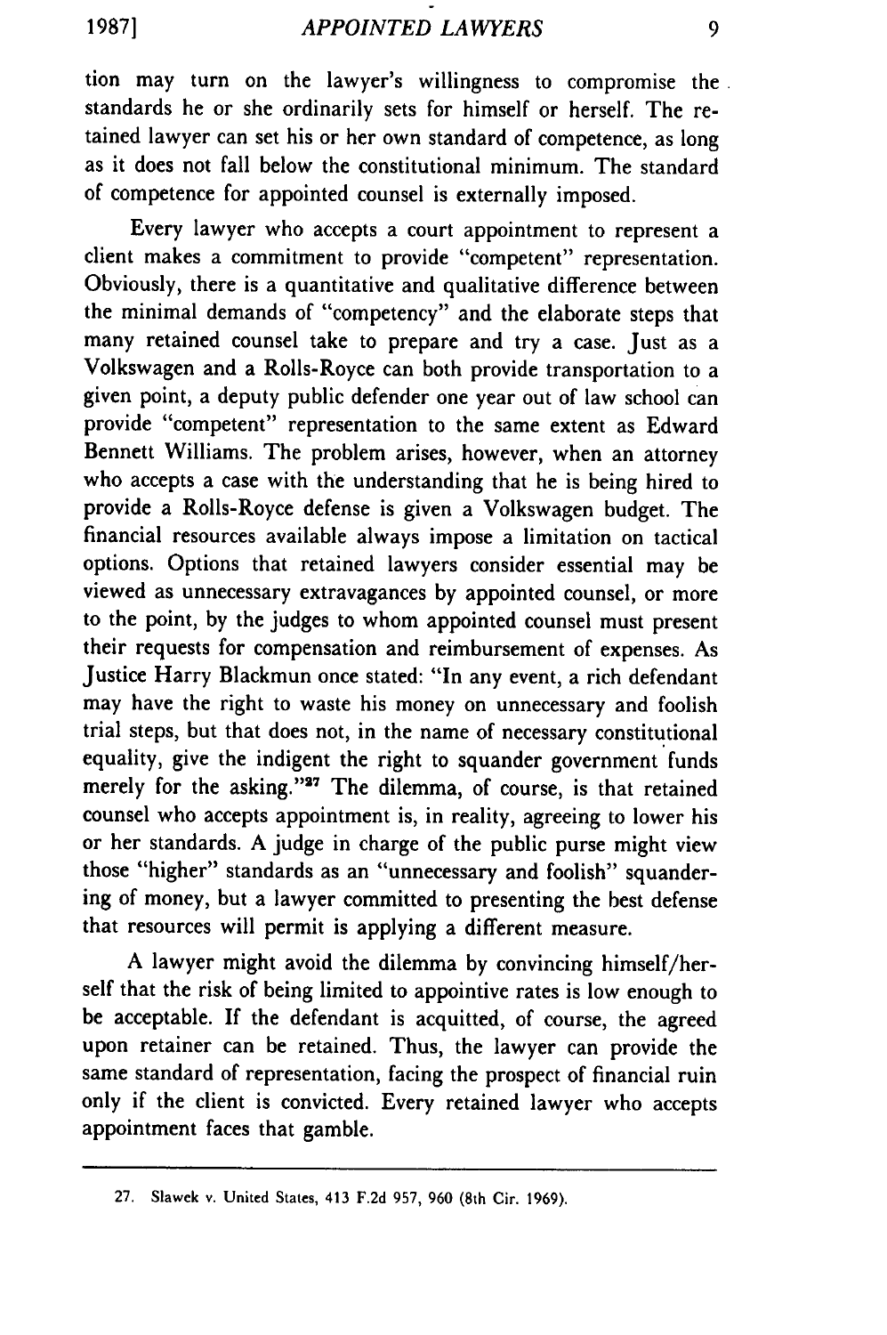tion may turn on the lawyer's willingness to compromise the standards he or she ordinarily sets for himself or herself. The retained lawyer can set his or her own standard of competence, as long as it does not fall below the constitutional minimum. The standard of competence for appointed counsel is externally imposed.

Every lawyer who accepts a court appointment to represent a client makes a commitment to provide "competent" representation. Obviously, there is a quantitative and qualitative difference between the minimal demands of "competency" and the elaborate steps that many retained counsel take to prepare and try a case. Just as a Volkswagen and a Rolls-Royce can both provide transportation to a given point, a deputy public defender one year out of law school can provide "competent" representation to the same extent as Edward Bennett Williams. The problem arises, however, when an attorney who accepts a case with the understanding that he is being hired to provide a Rolls-Royce defense is given a Volkswagen budget. The financial resources available always impose a limitation on tactical options. Options that retained lawyers consider essential may be viewed as unnecessary extravagances by appointed counsel, or more to the point, by the judges to whom appointed counsel must present their requests for compensation and reimbursement of expenses. As Justice Harry Blackmun once stated: "In any event, a rich defendant may have the right to waste his money on unnecessary and foolish trial steps, but that does not, in the name of necessary constitutional equality, give the indigent the right to squander government funds merely for the asking."[27] The dilemma, of course, is that retained counsel who accepts appointment is, in reality, agreeing to lower his or her standards. A judge in charge of the public purse might view those "higher" standards as an "unnecessary and foolish" squandering of money, but a lawyer committed to presenting the best defense that resources will permit is applying a different measure.

A lawyer might avoid the dilemma by convincing himself/herself that the risk of being limited to appointive rates is low enough to be acceptable. If the defendant is acquitted, of course, the agreed upon retainer can be retained. Thus, the lawyer can provide the same standard of representation, facing the prospect of financial ruin only if the client is convicted. Every retained lawyer who accepts appointment faces that gamble.

---

27. Slawek v. United States, 413 F.2d 957, 960 (8th Cir. 1969).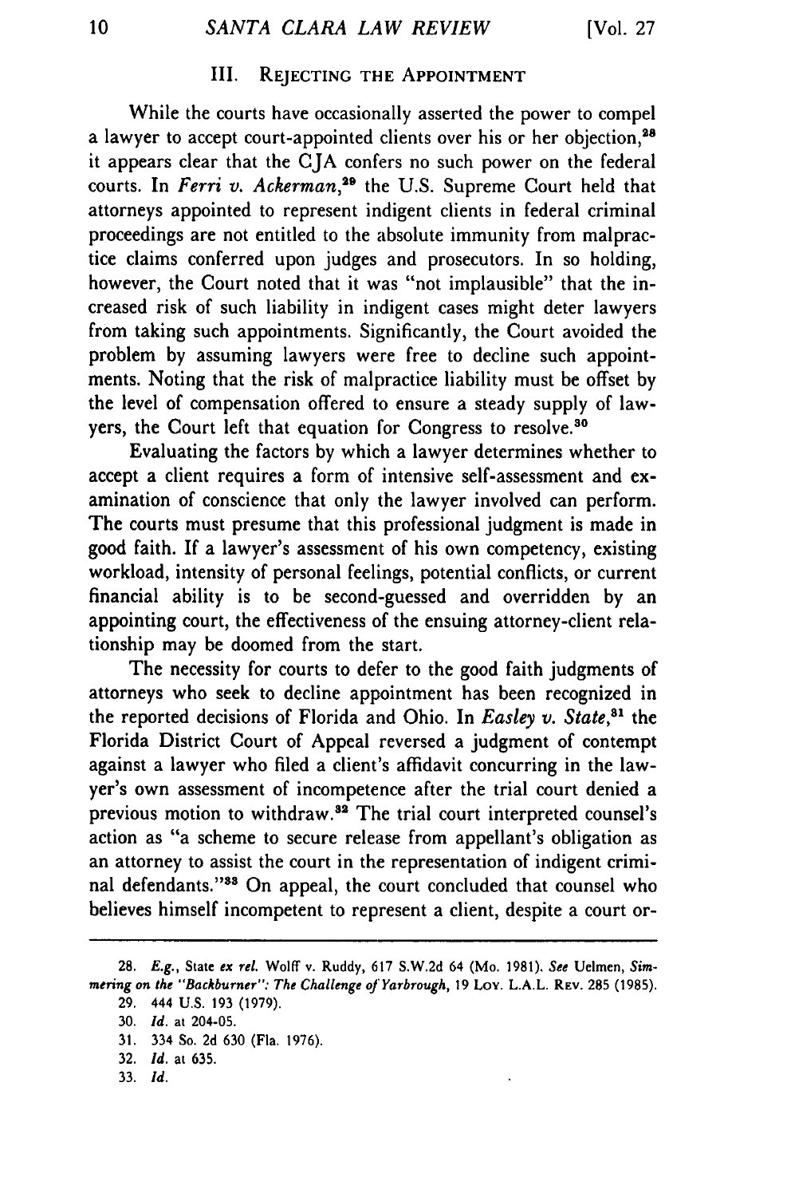## III. Rejecting the Appointment

While the courts have occasionally asserted the power to compel a lawyer to accept court-appointed clients over his or her objection,[28] it appears clear that the CJA confers no such power on the federal courts. In *Ferri v. Ackerman*,[29] the U.S. Supreme Court held that attorneys appointed to represent indigent clients in federal criminal proceedings are not entitled to the absolute immunity from malpractice claims conferred upon judges and prosecutors. In so holding, however, the Court noted that it was "not implausible" that the increased risk of such liability in indigent cases might deter lawyers from taking such appointments. Significantly, the Court avoided the problem by assuming lawyers were free to decline such appointments. Noting that the risk of malpractice liability must be offset by the level of compensation offered to ensure a steady supply of lawyers, the Court left that equation for Congress to resolve.[30]

Evaluating the factors by which a lawyer determines whether to accept a client requires a form of intensive self-assessment and examination of conscience that only the lawyer involved can perform. The courts must presume that this professional judgment is made in good faith. If a lawyer's assessment of his own competency, existing workload, intensity of personal feelings, potential conflicts, or current financial ability is to be second-guessed and overridden by an appointing court, the effectiveness of the ensuing attorney-client relationship may be doomed from the start.

The necessity for courts to defer to the good faith judgments of attorneys who seek to decline appointment has been recognized in the reported decisions of Florida and Ohio. In *Easley v. State*,[31] the Florida District Court of Appeal reversed a judgment of contempt against a lawyer who filed a client's affidavit concurring in the lawyer's own assessment of incompetence after the trial court denied a previous motion to withdraw.[32] The trial court interpreted counsel's action as "a scheme to secure release from appellant's obligation as an attorney to assist the court in the representation of indigent criminal defendants."[33] On appeal, the court concluded that counsel who believes himself incompetent to represent a client, despite a court or-

---

28. *E.g.*, State *ex rel.* Wolff v. Ruddy, 617 S.W.2d 64 (Mo. 1981). *See* Uelmen, *Simmering on the "Backburner": The Challenge of Yarbrough*, 19 Loy. L.A.L. Rev. 285 (1985).

29. 444 U.S. 193 (1979).

30. *Id.* at 204-05.

31. 334 So. 2d 630 (Fla. 1976).

32. *Id.* at 635.

33. *Id.*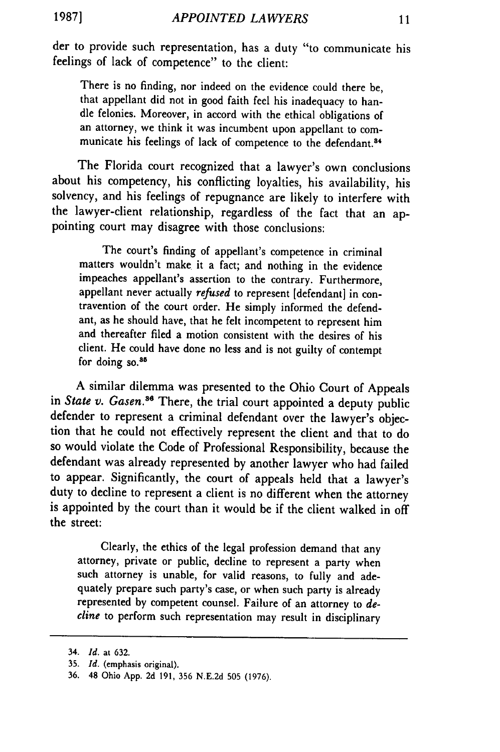der to provide such representation, has a duty "to communicate his feelings of lack of competence" to the client:

> There is no finding, nor indeed on the evidence could there be, that appellant did not in good faith feel his inadequacy to handle felonies. Moreover, in accord with the ethical obligations of an attorney, we think it was incumbent upon appellant to communicate his feelings of lack of competence to the defendant.[34]

The Florida court recognized that a lawyer's own conclusions about his competency, his conflicting loyalties, his availability, his solvency, and his feelings of repugnance are likely to interfere with the lawyer-client relationship, regardless of the fact that an appointing court may disagree with those conclusions:

> The court's finding of appellant's competence in criminal matters wouldn't make it a fact; and nothing in the evidence impeaches appellant's assertion to the contrary. Furthermore, appellant never actually *refused* to represent [defendant] in contravention of the court order. He simply informed the defendant, as he should have, that he felt incompetent to represent him and thereafter filed a motion consistent with the desires of his client. He could have done no less and is not guilty of contempt for doing so.[35]

A similar dilemma was presented to the Ohio Court of Appeals in *State v. Gasen*.[36] There, the trial court appointed a deputy public defender to represent a criminal defendant over the lawyer's objection that he could not effectively represent the client and that to do so would violate the Code of Professional Responsibility, because the defendant was already represented by another lawyer who had failed to appear. Significantly, the court of appeals held that a lawyer's duty to decline to represent a client is no different when the attorney is appointed by the court than it would be if the client walked in off the street:

> Clearly, the ethics of the legal profession demand that any attorney, private or public, decline to represent a party when such attorney is unable, for valid reasons, to fully and adequately prepare such party's case, or when such party is already represented by competent counsel. Failure of an attorney to *decline* to perform such representation may result in disciplinary

---

34. *Id.* at 632.

35. *Id.* (emphasis original).

36. 48 Ohio App. 2d 191, 356 N.E.2d 505 (1976).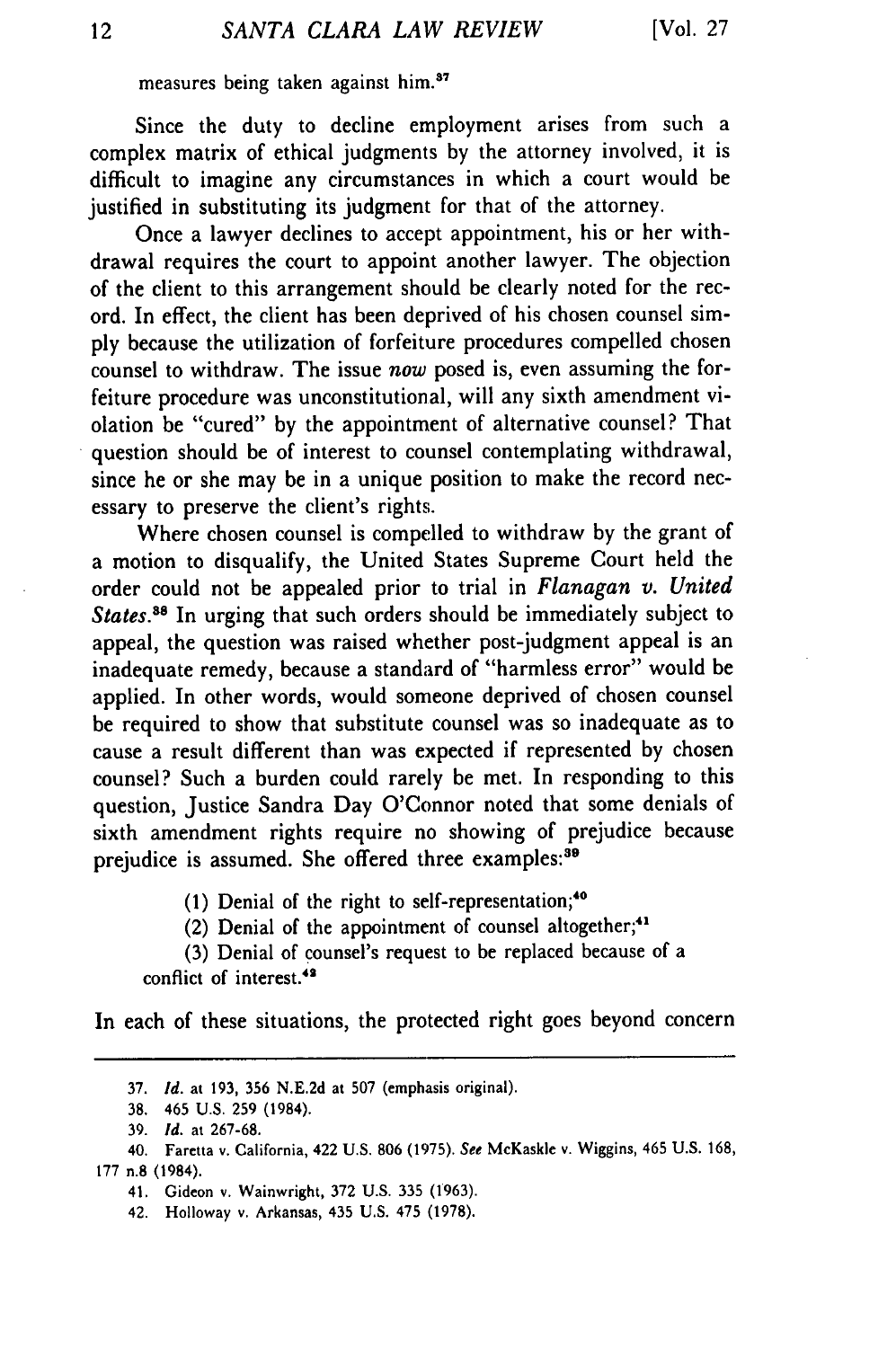measures being taken against him.[37]

Since the duty to decline employment arises from such a complex matrix of ethical judgments by the attorney involved, it is difficult to imagine any circumstances in which a court would be justified in substituting its judgment for that of the attorney.

Once a lawyer declines to accept appointment, his or her withdrawal requires the court to appoint another lawyer. The objection of the client to this arrangement should be clearly noted for the record. In effect, the client has been deprived of his chosen counsel simply because the utilization of forfeiture procedures compelled chosen counsel to withdraw. The issue *now* posed is, even assuming the forfeiture procedure was unconstitutional, will any sixth amendment violation be "cured" by the appointment of alternative counsel? That question should be of interest to counsel contemplating withdrawal, since he or she may be in a unique position to make the record necessary to preserve the client's rights.

Where chosen counsel is compelled to withdraw by the grant of a motion to disqualify, the United States Supreme Court held the order could not be appealed prior to trial in *Flanagan v. United States*.[38] In urging that such orders should be immediately subject to appeal, the question was raised whether post-judgment appeal is an inadequate remedy, because a standard of "harmless error" would be applied. In other words, would someone deprived of chosen counsel be required to show that substitute counsel was so inadequate as to cause a result different than was expected if represented by chosen counsel? Such a burden could rarely be met. In responding to this question, Justice Sandra Day O'Connor noted that some denials of sixth amendment rights require no showing of prejudice because prejudice is assumed. She offered three examples:[39]

> (1) Denial of the right to self-representation;[40]
>
> (2) Denial of the appointment of counsel altogether;[41]
>
> (3) Denial of counsel's request to be replaced because of a conflict of interest.[42]

In each of these situations, the protected right goes beyond concern

---

37. *Id.* at 193, 356 N.E.2d at 507 (emphasis original).

38. 465 U.S. 259 (1984).

39. *Id.* at 267-68.

40. Faretta v. California, 422 U.S. 806 (1975). *See* McKaskle v. Wiggins, 465 U.S. 168, 177 n.8 (1984).

41. Gideon v. Wainwright, 372 U.S. 335 (1963).

42. Holloway v. Arkansas, 435 U.S. 475 (1978).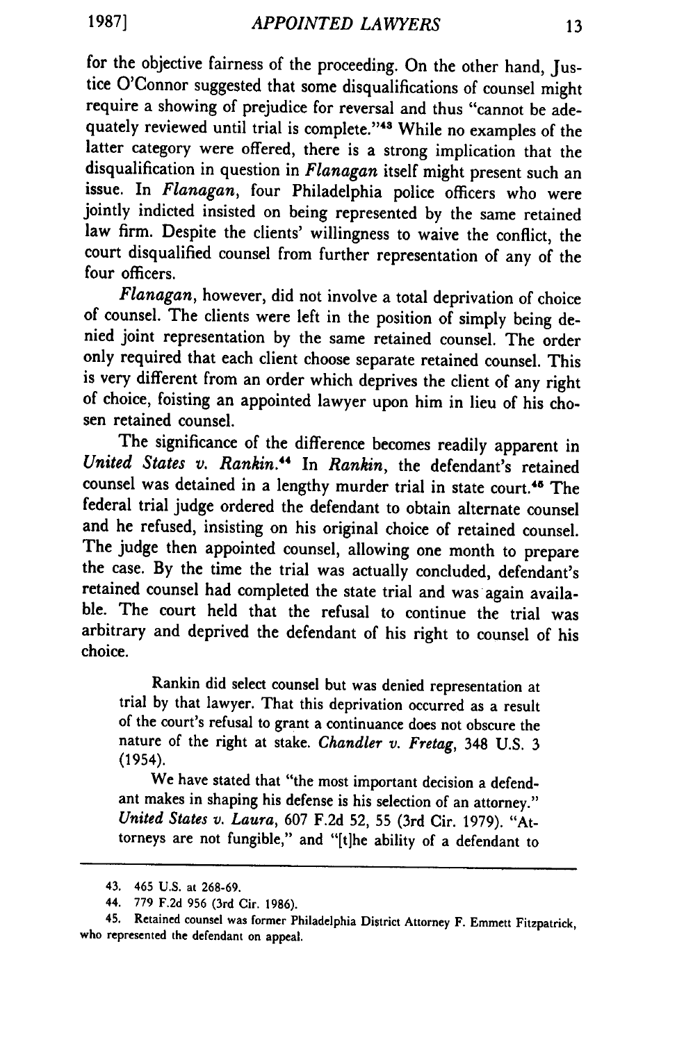for the objective fairness of the proceeding. On the other hand, Justice O'Connor suggested that some disqualifications of counsel might require a showing of prejudice for reversal and thus "cannot be adequately reviewed until trial is complete."[43] While no examples of the latter category were offered, there is a strong implication that the disqualification in question in *Flanagan* itself might present such an issue. In *Flanagan*, four Philadelphia police officers who were jointly indicted insisted on being represented by the same retained law firm. Despite the clients' willingness to waive the conflict, the court disqualified counsel from further representation of any of the four officers.

*Flanagan*, however, did not involve a total deprivation of choice of counsel. The clients were left in the position of simply being denied joint representation by the same retained counsel. The order only required that each client choose separate retained counsel. This is very different from an order which deprives the client of any right of choice, foisting an appointed lawyer upon him in lieu of his chosen retained counsel.

The significance of the difference becomes readily apparent in *United States v. Rankin.*[44] In *Rankin*, the defendant's retained counsel was detained in a lengthy murder trial in state court.[45] The federal trial judge ordered the defendant to obtain alternate counsel and he refused, insisting on his original choice of retained counsel. The judge then appointed counsel, allowing one month to prepare the case. By the time the trial was actually concluded, defendant's retained counsel had completed the state trial and was again available. The court held that the refusal to continue the trial was arbitrary and deprived the defendant of his right to counsel of his choice.

> Rankin did select counsel but was denied representation at trial by that lawyer. That this deprivation occurred as a result of the court's refusal to grant a continuance does not obscure the nature of the right at stake. *Chandler v. Fretag*, 348 U.S. 3 (1954).
>
> We have stated that "the most important decision a defendant makes in shaping his defense is his selection of an attorney." *United States v. Laura*, 607 F.2d 52, 55 (3rd Cir. 1979). "Attorneys are not fungible," and "[t]he ability of a defendant to

---

43. 465 U.S. at 268-69.

44. 779 F.2d 956 (3rd Cir. 1986).

45. Retained counsel was former Philadelphia District Attorney F. Emmett Fitzpatrick, who represented the defendant on appeal.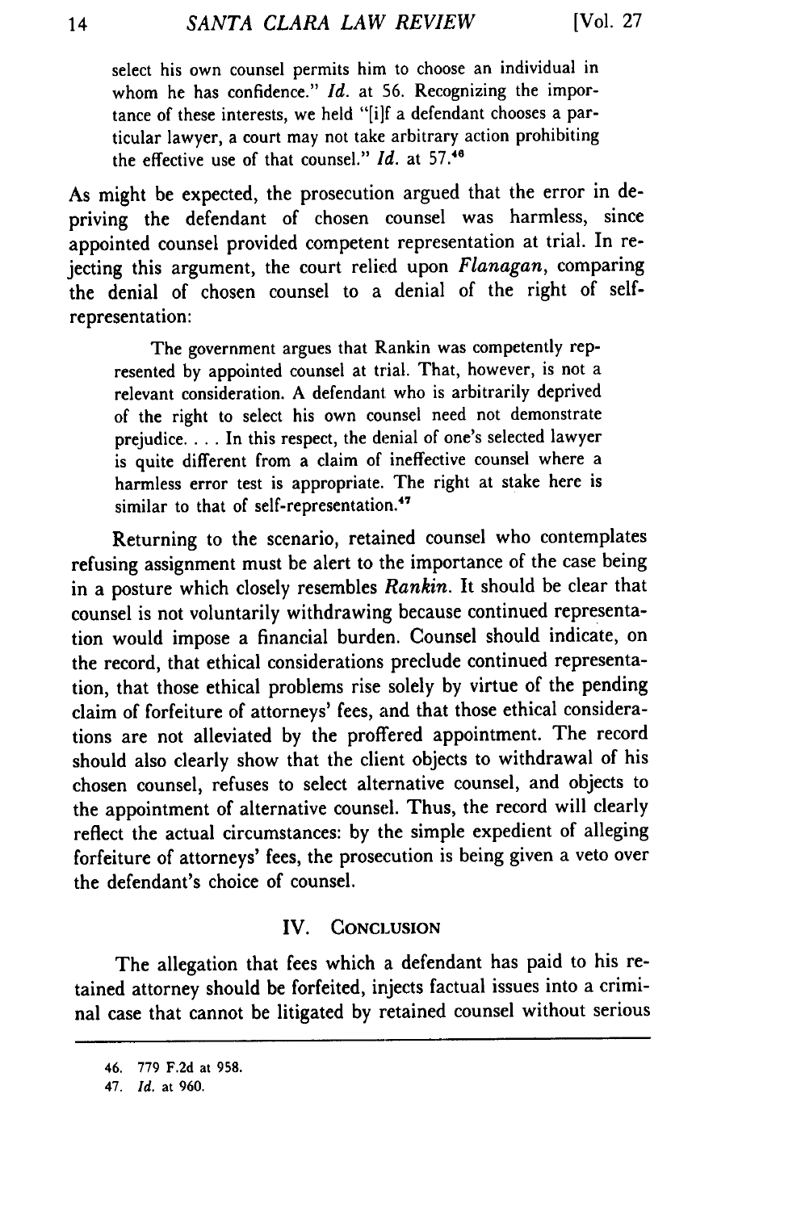select his own counsel permits him to choose an individual in whom he has confidence." *Id.* at 56. Recognizing the importance of these interests, we held "[i]f a defendant chooses a particular lawyer, a court may not take arbitrary action prohibiting the effective use of that counsel." *Id.* at 57.[46]

As might be expected, the prosecution argued that the error in depriving the defendant of chosen counsel was harmless, since appointed counsel provided competent representation at trial. In rejecting this argument, the court relied upon *Flanagan*, comparing the denial of chosen counsel to a denial of the right of self-representation:

> The government argues that Rankin was competently represented by appointed counsel at trial. That, however, is not a relevant consideration. A defendant who is arbitrarily deprived of the right to select his own counsel need not demonstrate prejudice. . . . In this respect, the denial of one's selected lawyer is quite different from a claim of ineffective counsel where a harmless error test is appropriate. The right at stake here is similar to that of self-representation.[47]

Returning to the scenario, retained counsel who contemplates refusing assignment must be alert to the importance of the case being in a posture which closely resembles *Rankin*. It should be clear that counsel is not voluntarily withdrawing because continued representation would impose a financial burden. Counsel should indicate, on the record, that ethical considerations preclude continued representation, that those ethical problems rise solely by virtue of the pending claim of forfeiture of attorneys' fees, and that those ethical considerations are not alleviated by the proffered appointment. The record should also clearly show that the client objects to withdrawal of his chosen counsel, refuses to select alternative counsel, and objects to the appointment of alternative counsel. Thus, the record will clearly reflect the actual circumstances: by the simple expedient of alleging forfeiture of attorneys' fees, the prosecution is being given a veto over the defendant's choice of counsel.

## IV. Conclusion

The allegation that fees which a defendant has paid to his retained attorney should be forfeited, injects factual issues into a criminal case that cannot be litigated by retained counsel without serious

---

46. 779 F.2d at 958.

47. *Id.* at 960.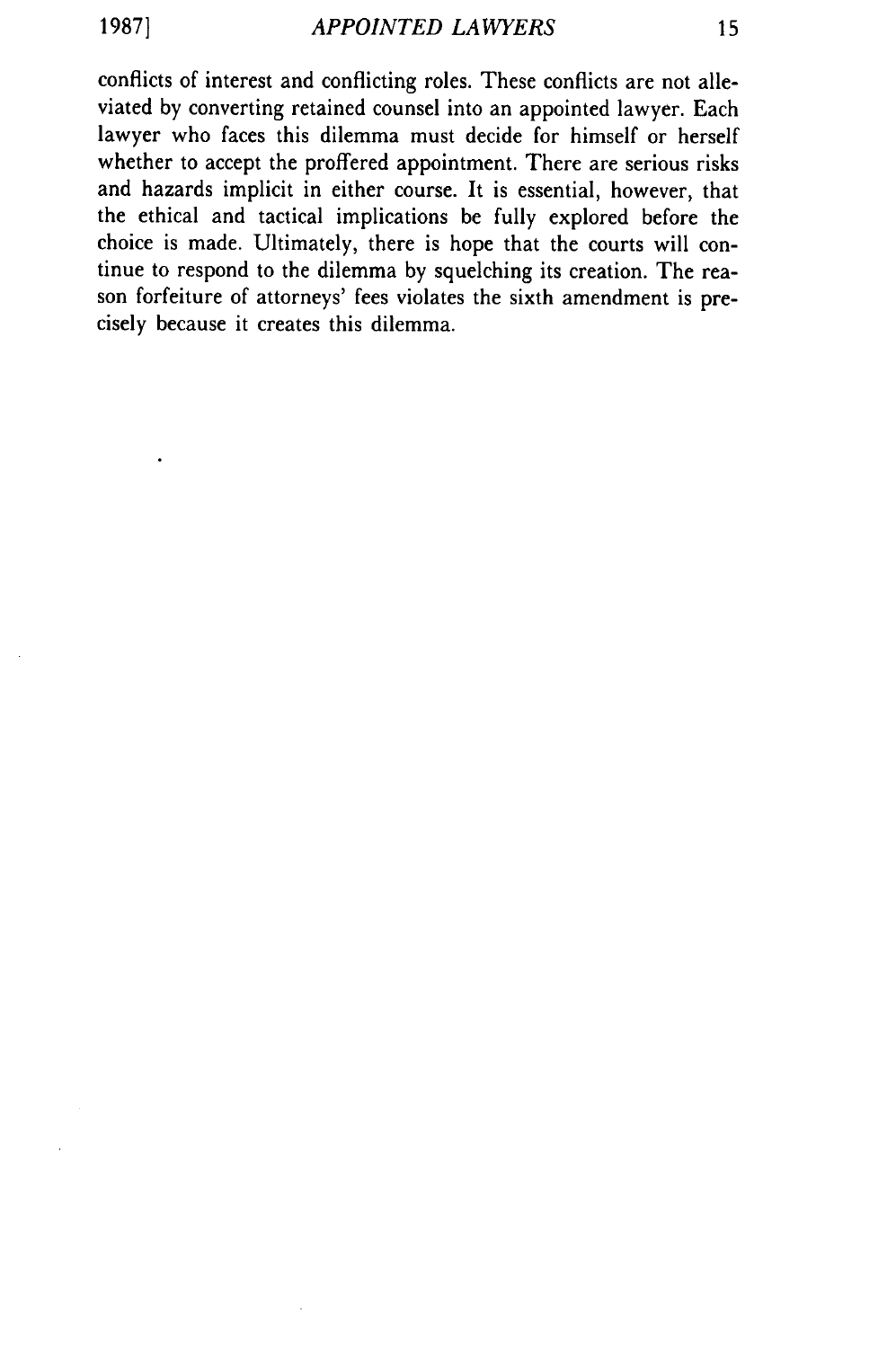conflicts of interest and conflicting roles. These conflicts are not alleviated by converting retained counsel into an appointed lawyer. Each lawyer who faces this dilemma must decide for himself or herself whether to accept the proffered appointment. There are serious risks and hazards implicit in either course. It is essential, however, that the ethical and tactical implications be fully explored before the choice is made. Ultimately, there is hope that the courts will continue to respond to the dilemma by squelching its creation. The reason forfeiture of attorneys' fees violates the sixth amendment is precisely because it creates this dilemma.